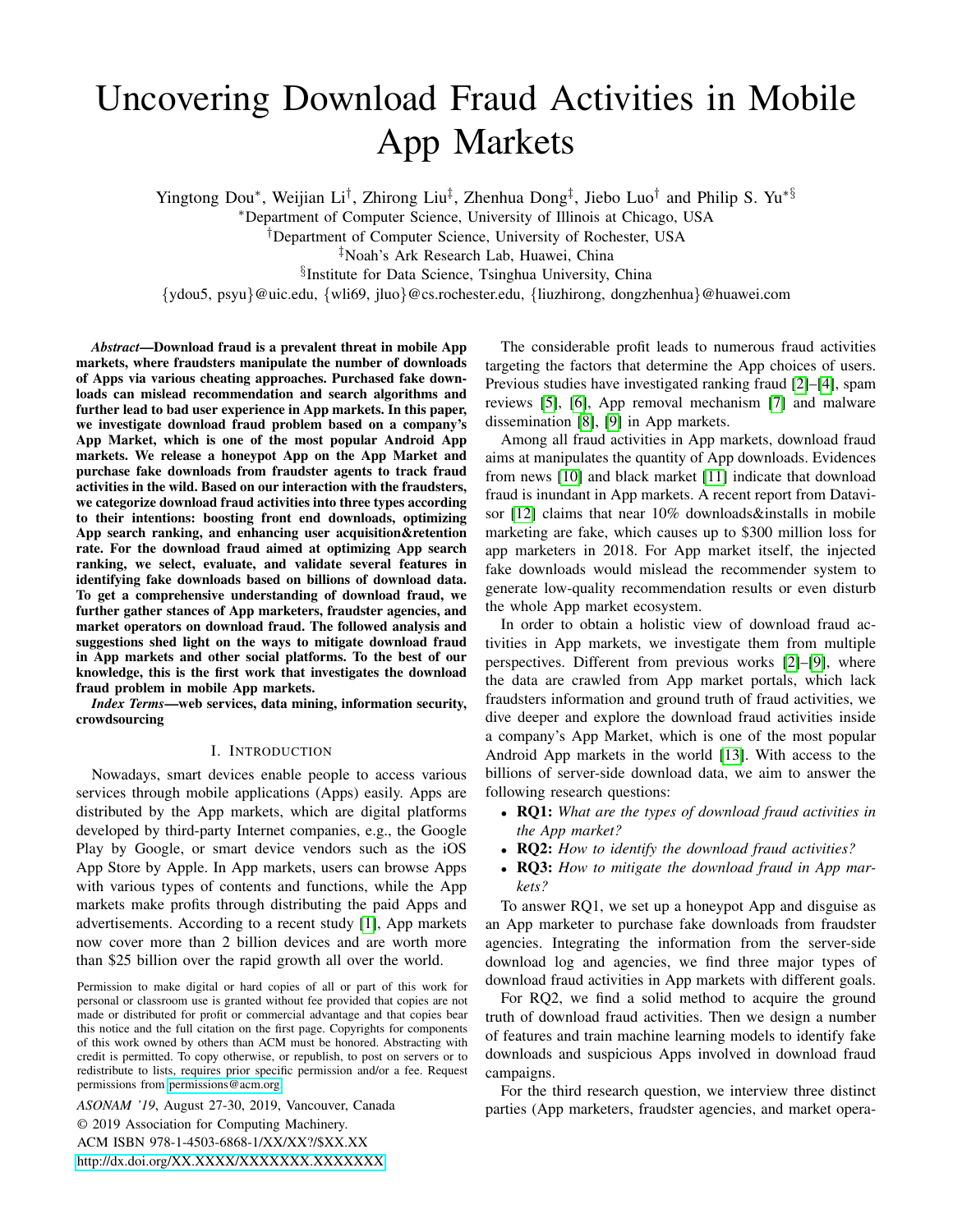# Uncovering Download Fraud Activities in Mobile App Markets

Yingtong Dou[*], Weijian Li[†], Zhirong Liu[‡], Zhenhua Dong[‡], Jiebo Luo[†] and Philip S. Yu[*§]

[*]Department of Computer Science, University of Illinois at Chicago, USA

[†]Department of Computer Science, University of Rochester, USA

[‡]Noah's Ark Research Lab, Huawei, China

[§]Institute for Data Science, Tsinghua University, China

{ydou5, psyu}@uic.edu, {wli69, jluo}@cs.rochester.edu, {liuzhirong, dongzhenhua}@huawei.com

***Abstract*—Download fraud is a prevalent threat in mobile App markets, where fraudsters manipulate the number of downloads of Apps via various cheating approaches. Purchased fake downloads can mislead recommendation and search algorithms and further lead to bad user experience in App markets. In this paper, we investigate download fraud problem based on a company's App Market, which is one of the most popular Android App markets. We release a honeypot App on the App Market and purchase fake downloads from fraudster agents to track fraud activities in the wild. Based on our interaction with the fraudsters, we categorize download fraud activities into three types according to their intentions: boosting front end downloads, optimizing App search ranking, and enhancing user acquisition&retention rate. For the download fraud aimed at optimizing App search ranking, we select, evaluate, and validate several features in identifying fake downloads based on billions of download data. To get a comprehensive understanding of download fraud, we further gather stances of App marketers, fraudster agencies, and market operators on download fraud. The followed analysis and suggestions shed light on the ways to mitigate download fraud in App markets and other social platforms. To the best of our knowledge, this is the first work that investigates the download fraud problem in mobile App markets.**

***Index Terms*—web services, data mining, information security, crowdsourcing**

## I. Introduction

Nowadays, smart devices enable people to access various services through mobile applications (Apps) easily. Apps are distributed by the App markets, which are digital platforms developed by third-party Internet companies, e.g., the Google Play by Google, or smart device vendors such as the iOS App Store by Apple. In App markets, users can browse Apps with various types of contents and functions, while the App markets make profits through distributing the paid Apps and advertisements. According to a recent study [1], App markets now cover more than 2 billion devices and are worth more than $25 billion over the rapid growth all over the world.

The considerable profit leads to numerous fraud activities targeting the factors that determine the App choices of users. Previous studies have investigated ranking fraud [2]–[4], spam reviews [5], [6], App removal mechanism [7] and malware dissemination [8], [9] in App markets.

Among all fraud activities in App markets, download fraud aims at manipulates the quantity of App downloads. Evidences from news [10] and black market [11] indicate that download fraud is inundant in App markets. A recent report from Datavisor [12] claims that near 10% downloads&installs in mobile marketing are fake, which causes up to $300 million loss for app marketers in 2018. For App market itself, the injected fake downloads would mislead the recommender system to generate low-quality recommendation results or even disturb the whole App market ecosystem.

In order to obtain a holistic view of download fraud activities in App markets, we investigate them from multiple perspectives. Different from previous works [2]–[9], where the data are crawled from App market portals, which lack fraudsters information and ground truth of fraud activities, we dive deeper and explore the download fraud activities inside a company's App Market, which is one of the most popular Android App markets in the world [13]. With access to the billions of server-side download data, we aim to answer the following research questions:

- **RQ1:** *What are the types of download fraud activities in the App market?*
- **RQ2:** *How to identify the download fraud activities?*
- **RQ3:** *How to mitigate the download fraud in App markets?*

To answer RQ1, we set up a honeypot App and disguise as an App marketer to purchase fake downloads from fraudster agencies. Integrating the information from the server-side download log and agencies, we find three major types of download fraud activities in App markets with different goals.

For RQ2, we find a solid method to acquire the ground truth of download fraud activities. Then we design a number of features and train machine learning models to identify fake downloads and suspicious Apps involved in download fraud campaigns.

For the third research question, we interview three distinct parties (App marketers, fraudster agencies, and market opera-

Permission to make digital or hard copies of all or part of this work for personal or classroom use is granted without fee provided that copies are not made or distributed for profit or commercial advantage and that copies bear this notice and the full citation on the first page. Copyrights for components of this work owned by others than ACM must be honored. Abstracting with credit is permitted. To copy otherwise, or republish, to post on servers or to redistribute to lists, requires prior specific permission and/or a fee. Request permissions from permissions@acm.org.

*ASONAM '19*, August 27-30, 2019, Vancouver, Canada

© 2019 Association for Computing Machinery.

ACM ISBN 978-1-4503-6868-1/XX/XX?/$XX.XX

http://dx.doi.org/XX.XXXX/XXXXXXX.XXXXXXX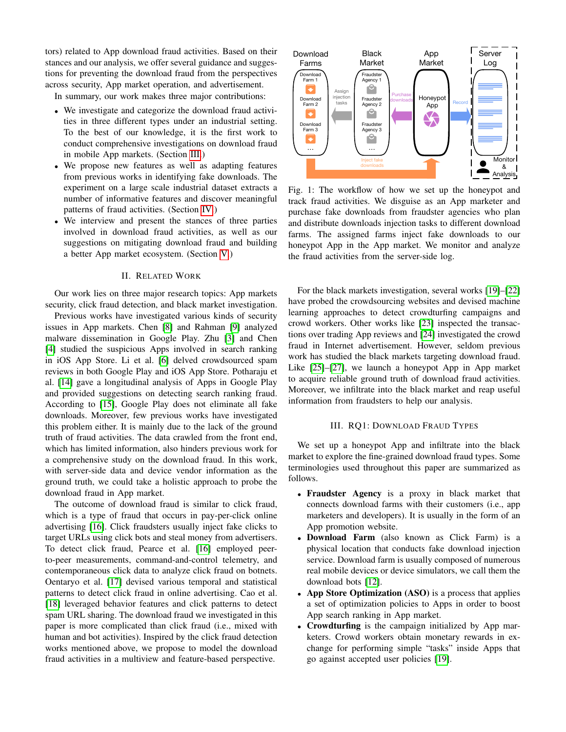tors) related to App download fraud activities. Based on their stances and our analysis, we offer several guidance and suggestions for preventing the download fraud from the perspectives across security, App market operation, and advertisement.

In summary, our work makes three major contributions:

- We investigate and categorize the download fraud activities in three different types under an industrial setting. To the best of our knowledge, it is the first work to conduct comprehensive investigations on download fraud in mobile App markets. (Section III)
- We propose new features as well as adapting features from previous works in identifying fake downloads. The experiment on a large scale industrial dataset extracts a number of informative features and discover meaningful patterns of fraud activities. (Section IV)
- We interview and present the stances of three parties involved in download fraud activities, as well as our suggestions on mitigating download fraud and building a better App market ecosystem. (Section V)

## II. Related Work

Our work lies on three major research topics: App markets security, click fraud detection, and black market investigation.

Previous works have investigated various kinds of security issues in App markets. Chen [8] and Rahman [9] analyzed malware dissemination in Google Play. Zhu [3] and Chen [4] studied the suspicious Apps involved in search ranking in iOS App Store. Li et al. [6] delved crowdsourced spam reviews in both Google Play and iOS App Store. Potharaju et al. [14] gave a longitudinal analysis of Apps in Google Play and provided suggestions on detecting search ranking fraud. According to [15], Google Play does not eliminate all fake downloads. Moreover, few previous works have investigated this problem either. It is mainly due to the lack of the ground truth of fraud activities. The data crawled from the front end, which has limited information, also hinders previous work for a comprehensive study on the download fraud. In this work, with server-side data and device vendor information as the ground truth, we could take a holistic approach to probe the download fraud in App market.

The outcome of download fraud is similar to click fraud, which is a type of fraud that occurs in pay-per-click online advertising [16]. Click fraudsters usually inject fake clicks to target URLs using click bots and steal money from advertisers. To detect click fraud, Pearce et al. [16] employed peer-to-peer measurements, command-and-control telemetry, and contemporaneous click data to analyze click fraud on botnets. Oentaryo et al. [17] devised various temporal and statistical patterns to detect click fraud in online advertising. Cao et al. [18] leveraged behavior features and click patterns to detect spam URL sharing. The download fraud we investigated in this paper is more complicated than click fraud (i.e., mixed with human and bot activities). Inspired by the click fraud detection works mentioned above, we propose to model the download fraud activities in a multiview and feature-based perspective.

Fig. 1: The workflow of how we set up the honeypot and track fraud activities. We disguise as an App marketer and purchase fake downloads from fraudster agencies who plan and distribute downloads injection tasks to different download farms. The assigned farms inject fake downloads to our honeypot App in the App market. We monitor and analyze the fraud activities from the server-side log.

For the black markets investigation, several works [19]–[22] have probed the crowdsourcing websites and devised machine learning approaches to detect crowdturfing campaigns and crowd workers. Other works like [23] inspected the transactions over trading App reviews and [24] investigated the crowd fraud in Internet advertisement. However, seldom previous work has studied the black markets targeting download fraud. Like [25]–[27], we launch a honeypot App in App market to acquire reliable ground truth of download fraud activities. Moreover, we infiltrate into the black market and reap useful information from fraudsters to help our analysis.

## III. RQ1: Download Fraud Types

We set up a honeypot App and infiltrate into the black market to explore the fine-grained download fraud types. Some terminologies used throughout this paper are summarized as follows.

- **Fraudster Agency** is a proxy in black market that connects download farms with their customers (i.e., app marketers and developers). It is usually in the form of an App promotion website.
- **Download Farm** (also known as Click Farm) is a physical location that conducts fake download injection service. Download farm is usually composed of numerous real mobile devices or device simulators, we call them the download bots [12].
- **App Store Optimization (ASO)** is a process that applies a set of optimization policies to Apps in order to boost App search ranking in App market.
- **Crowdturfing** is the campaign initialized by App marketers. Crowd workers obtain monetary rewards in exchange for performing simple "tasks" inside Apps that go against accepted user policies [19].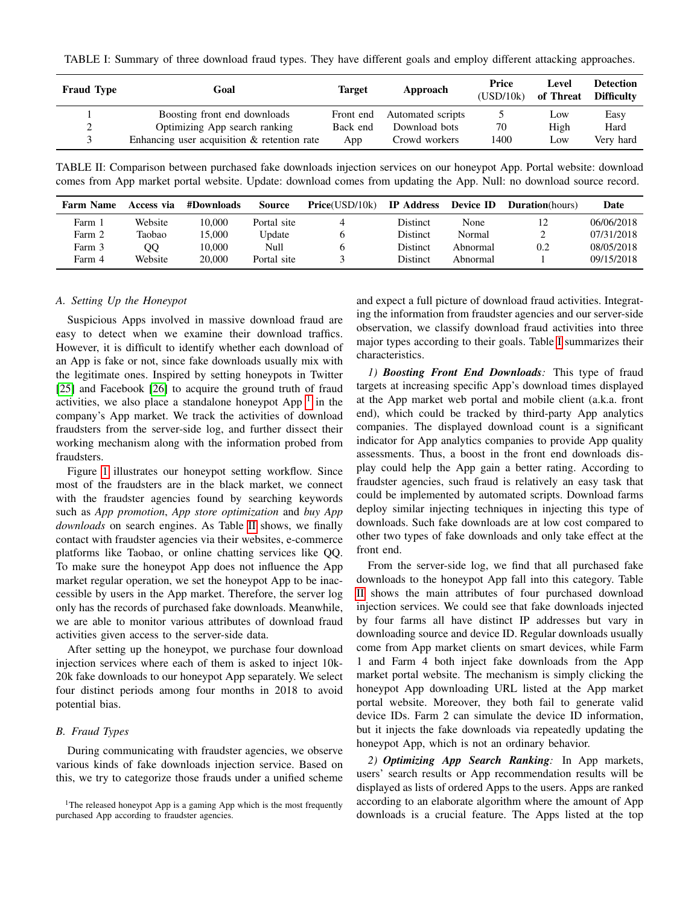TABLE I: Summary of three download fraud types. They have different goals and employ different attacking approaches.

| Fraud Type | Goal | Target | Approach | Price (USD/10k) | Level of Threat | Detection Difficulty |
|---|---|---|---|---|---|---|
| 1 | Boosting front end downloads | Front end | Automated scripts | 5 | Low | Easy |
| 2 | Optimizing App search ranking | Back end | Download bots | 70 | High | Hard |
| 3 | Enhancing user acquisition & retention rate | App | Crowd workers | 1400 | Low | Very hard |

TABLE II: Comparison between purchased fake downloads injection services on our honeypot App. Portal website: download comes from App market portal website. Update: download comes from updating the App. Null: no download source record.

| Farm Name | Access via | #Downloads | Source | Price(USD/10k) | IP Address | Device ID | Duration(hours) | Date |
|---|---|---|---|---|---|---|---|---|
| Farm 1 | Website | 10,000 | Portal site | 4 | Distinct | None | 12 | 06/06/2018 |
| Farm 2 | Taobao | 15,000 | Update | 6 | Distinct | Normal | 2 | 07/31/2018 |
| Farm 3 | QQ | 10,000 | Null | 6 | Distinct | Abnormal | 0.2 | 08/05/2018 |
| Farm 4 | Website | 20,000 | Portal site | 3 | Distinct | Abnormal | 1 | 09/15/2018 |

### *A. Setting Up the Honeypot*

Suspicious Apps involved in massive download fraud are easy to detect when we examine their download traffics. However, it is difficult to identify whether each download of an App is fake or not, since fake downloads usually mix with the legitimate ones. Inspired by setting honeypots in Twitter [25] and Facebook [26] to acquire the ground truth of fraud activities, we also place a standalone honeypot App [1] in the company's App market. We track the activities of download fraudsters from the server-side log, and further dissect their working mechanism along with the information probed from fraudsters.

Figure 1 illustrates our honeypot setting workflow. Since most of the fraudsters are in the black market, we connect with the fraudster agencies found by searching keywords such as *App promotion*, *App store optimization* and *buy App downloads* on search engines. As Table II shows, we finally contact with fraudster agencies via their websites, e-commerce platforms like Taobao, or online chatting services like QQ. To make sure the honeypot App does not influence the App market regular operation, we set the honeypot App to be inaccessible by users in the App market. Therefore, the server log only has the records of purchased fake downloads. Meanwhile, we are able to monitor various attributes of download fraud activities given access to the server-side data.

After setting up the honeypot, we purchase four download injection services where each of them is asked to inject 10k-20k fake downloads to our honeypot App separately. We select four distinct periods among four months in 2018 to avoid potential bias.

### *B. Fraud Types*

During communicating with fraudster agencies, we observe various kinds of fake downloads injection service. Based on this, we try to categorize those frauds under a unified scheme and expect a full picture of download fraud activities. Integrating the information from fraudster agencies and our server-side observation, we classify download fraud activities into three major types according to their goals. Table I summarizes their characteristics.

*1) **Boosting Front End Downloads**:* This type of fraud targets at increasing specific App's download times displayed at the App market web portal and mobile client (a.k.a. front end), which could be tracked by third-party App analytics companies. The displayed download count is a significant indicator for App analytics companies to provide App quality assessments. Thus, a boost in the front end downloads display could help the App gain a better rating. According to fraudster agencies, such fraud is relatively an easy task that could be implemented by automated scripts. Download farms deploy similar injecting techniques in injecting this type of downloads. Such fake downloads are at low cost compared to other two types of fake downloads and only take effect at the front end.

From the server-side log, we find that all purchased fake downloads to the honeypot App fall into this category. Table II shows the main attributes of four purchased download injection services. We could see that fake downloads injected by four farms all have distinct IP addresses but vary in downloading source and device ID. Regular downloads usually come from App market clients on smart devices, while Farm 1 and Farm 4 both inject fake downloads from the App market portal website. The mechanism is simply clicking the honeypot App downloading URL listed at the App market portal website. Moreover, they both fail to generate valid device IDs. Farm 2 can simulate the device ID information, but it injects the fake downloads via repeatedly updating the honeypot App, which is not an ordinary behavior.

*2) **Optimizing App Search Ranking**:* In App markets, users' search results or App recommendation results will be displayed as lists of ordered Apps to the users. Apps are ranked according to an elaborate algorithm where the amount of App downloads is a crucial feature. The Apps listed at the top

[1] The released honeypot App is a gaming App which is the most frequently purchased App according to fraudster agencies.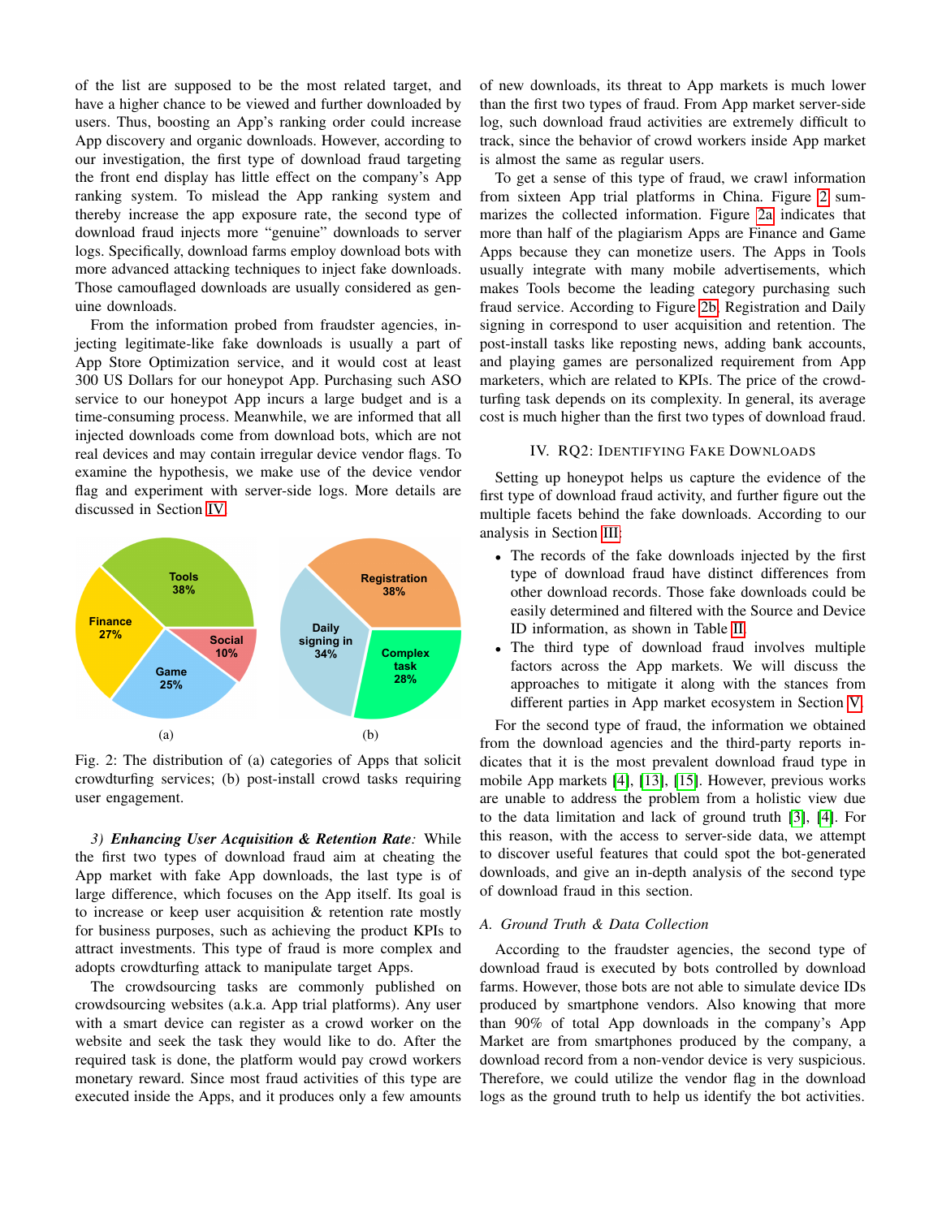of the list are supposed to be the most related target, and have a higher chance to be viewed and further downloaded by users. Thus, boosting an App's ranking order could increase App discovery and organic downloads. However, according to our investigation, the first type of download fraud targeting the front end display has little effect on the company's App ranking system. To mislead the App ranking system and thereby increase the app exposure rate, the second type of download fraud injects more "genuine" downloads to server logs. Specifically, download farms employ download bots with more advanced attacking techniques to inject fake downloads. Those camouflaged downloads are usually considered as genuine downloads.

From the information probed from fraudster agencies, injecting legitimate-like fake downloads is usually a part of App Store Optimization service, and it would cost at least 300 US Dollars for our honeypot App. Purchasing such ASO service to our honeypot App incurs a large budget and is a time-consuming process. Meanwhile, we are informed that all injected downloads come from download bots, which are not real devices and may contain irregular device vendor flags. To examine the hypothesis, we make use of the device vendor flag and experiment with server-side logs. More details are discussed in Section IV.

Fig. 2: The distribution of (a) categories of Apps that solicit crowdturfing services; (b) post-install crowd tasks requiring user engagement.

*3) **Enhancing User Acquisition & Retention Rate**:* While the first two types of download fraud aim at cheating the App market with fake App downloads, the last type is of large difference, which focuses on the App itself. Its goal is to increase or keep user acquisition & retention rate mostly for business purposes, such as achieving the product KPIs to attract investments. This type of fraud is more complex and adopts crowdturfing attack to manipulate target Apps.

The crowdsourcing tasks are commonly published on crowdsourcing websites (a.k.a. App trial platforms). Any user with a smart device can register as a crowd worker on the website and seek the task they would like to do. After the required task is done, the platform would pay crowd workers monetary reward. Since most fraud activities of this type are executed inside the Apps, and it produces only a few amounts of new downloads, its threat to App markets is much lower than the first two types of fraud. From App market server-side log, such download fraud activities are extremely difficult to track, since the behavior of crowd workers inside App market is almost the same as regular users.

To get a sense of this type of fraud, we crawl information from sixteen App trial platforms in China. Figure 2 summarizes the collected information. Figure 2a indicates that more than half of the plagiarism Apps are Finance and Game Apps because they can monetize users. The Apps in Tools usually integrate with many mobile advertisements, which makes Tools become the leading category purchasing such fraud service. According to Figure 2b, Registration and Daily signing in correspond to user acquisition and retention. The post-install tasks like reposting news, adding bank accounts, and playing games are personalized requirement from App marketers, which are related to KPIs. The price of the crowdturfing task depends on its complexity. In general, its average cost is much higher than the first two types of download fraud.

## IV. RQ2: Identifying Fake Downloads

Setting up honeypot helps us capture the evidence of the first type of download fraud activity, and further figure out the multiple facets behind the fake downloads. According to our analysis in Section III:

- The records of the fake downloads injected by the first type of download fraud have distinct differences from other download records. Those fake downloads could be easily determined and filtered with the Source and Device ID information, as shown in Table II.
- The third type of download fraud involves multiple factors across the App markets. We will discuss the approaches to mitigate it along with the stances from different parties in App market ecosystem in Section V.

For the second type of fraud, the information we obtained from the download agencies and the third-party reports indicates that it is the most prevalent download fraud type in mobile App markets [4], [13], [15]. However, previous works are unable to address the problem from a holistic view due to the data limitation and lack of ground truth [3], [4]. For this reason, with the access to server-side data, we attempt to discover useful features that could spot the bot-generated downloads, and give an in-depth analysis of the second type of download fraud in this section.

### *A. Ground Truth & Data Collection*

According to the fraudster agencies, the second type of download fraud is executed by bots controlled by download farms. However, those bots are not able to simulate device IDs produced by smartphone vendors. Also knowing that more than 90% of total App downloads in the company's App Market are from smartphones produced by the company, a download record from a non-vendor device is very suspicious. Therefore, we could utilize the vendor flag in the download logs as the ground truth to help us identify the bot activities.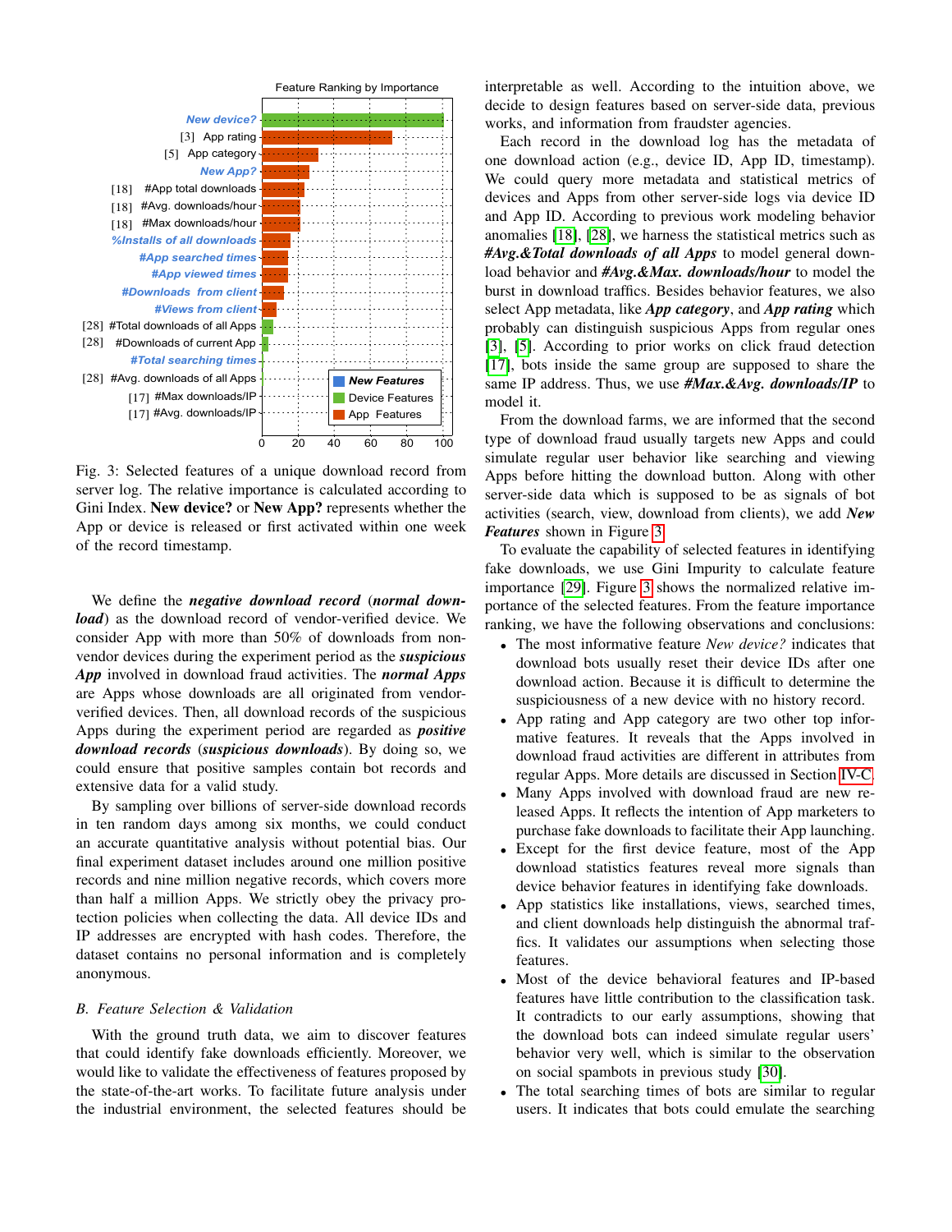Fig. 3: Selected features of a unique download record from server log. The relative importance is calculated according to Gini Index. **New device?** or **New App?** represents whether the App or device is released or first activated within one week of the record timestamp.

We define the ***negative download record*** (***normal download***) as the download record of vendor-verified device. We consider App with more than 50% of downloads from non-vendor devices during the experiment period as the ***suspicious App*** involved in download fraud activities. The ***normal Apps*** are Apps whose downloads are all originated from vendor-verified devices. Then, all download records of the suspicious Apps during the experiment period are regarded as ***positive download records*** (***suspicious downloads***). By doing so, we could ensure that positive samples contain bot records and extensive data for a valid study.

By sampling over billions of server-side download records in ten random days among six months, we could conduct an accurate quantitative analysis without potential bias. Our final experiment dataset includes around one million positive records and nine million negative records, which covers more than half a million Apps. We strictly obey the privacy protection policies when collecting the data. All device IDs and IP addresses are encrypted with hash codes. Therefore, the dataset contains no personal information and is completely anonymous.

### B. Feature Selection & Validation

With the ground truth data, we aim to discover features that could identify fake downloads efficiently. Moreover, we would like to validate the effectiveness of features proposed by the state-of-the-art works. To facilitate future analysis under the industrial environment, the selected features should be interpretable as well. According to the intuition above, we decide to design features based on server-side data, previous works, and information from fraudster agencies.

Each record in the download log has the metadata of one download action (e.g., device ID, App ID, timestamp). We could query more metadata and statistical metrics of devices and Apps from other server-side logs via device ID and App ID. According to previous work modeling behavior anomalies [18], [28], we harness the statistical metrics such as ***#Avg.&Total downloads of all Apps*** to model general download behavior and ***#Avg.&Max. downloads/hour*** to model the burst in download traffics. Besides behavior features, we also select App metadata, like ***App category***, and ***App rating*** which probably can distinguish suspicious Apps from regular ones [3], [5]. According to prior works on click fraud detection [17], bots inside the same group are supposed to share the same IP address. Thus, we use ***#Max.&Avg. downloads/IP*** to model it.

From the download farms, we are informed that the second type of download fraud usually targets new Apps and could simulate regular user behavior like searching and viewing Apps before hitting the download button. Along with other server-side data which is supposed to be as signals of bot activities (search, view, download from clients), we add ***New Features*** shown in Figure 3.

To evaluate the capability of selected features in identifying fake downloads, we use Gini Impurity to calculate feature importance [29]. Figure 3 shows the normalized relative importance of the selected features. From the feature importance ranking, we have the following observations and conclusions:

- The most informative feature *New device?* indicates that download bots usually reset their device IDs after one download action. Because it is difficult to determine the suspiciousness of a new device with no history record.
- App rating and App category are two other top informative features. It reveals that the Apps involved in download fraud activities are different in attributes from regular Apps. More details are discussed in Section IV-C.
- Many Apps involved with download fraud are new released Apps. It reflects the intention of App marketers to purchase fake downloads to facilitate their App launching.
- Except for the first device feature, most of the App download statistics features reveal more signals than device behavior features in identifying fake downloads.
- App statistics like installations, views, searched times, and client downloads help distinguish the abnormal traffics. It validates our assumptions when selecting those features.
- Most of the device behavioral features and IP-based features have little contribution to the classification task. It contradicts to our early assumptions, showing that the download bots can indeed simulate regular users' behavior very well, which is similar to the observation on social spambots in previous study [30].
- The total searching times of bots are similar to regular users. It indicates that bots could emulate the searching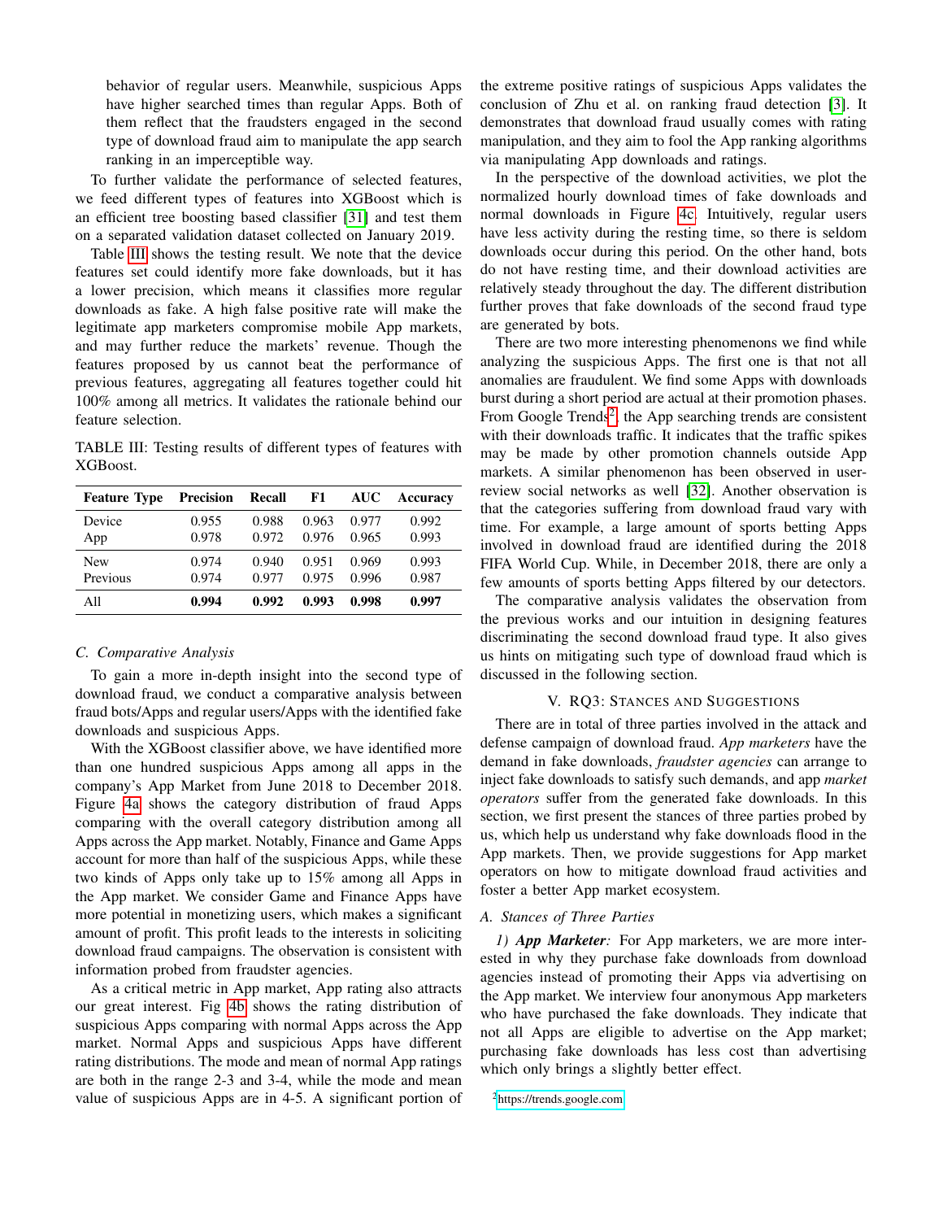behavior of regular users. Meanwhile, suspicious Apps have higher searched times than regular Apps. Both of them reflect that the fraudsters engaged in the second type of download fraud aim to manipulate the app search ranking in an imperceptible way.

To further validate the performance of selected features, we feed different types of features into XGBoost which is an efficient tree boosting based classifier [31] and test them on a separated validation dataset collected on January 2019.

Table III shows the testing result. We note that the device features set could identify more fake downloads, but it has a lower precision, which means it classifies more regular downloads as fake. A high false positive rate will make the legitimate app marketers compromise mobile App markets, and may further reduce the markets' revenue. Though the features proposed by us cannot beat the performance of previous features, aggregating all features together could hit 100% among all metrics. It validates the rationale behind our feature selection.

TABLE III: Testing results of different types of features with XGBoost.

| Feature Type | Precision | Recall | F1 | AUC | Accuracy |
|---|---|---|---|---|---|
| Device | 0.955 | 0.988 | 0.963 | 0.977 | 0.992 |
| App | 0.978 | 0.972 | 0.976 | 0.965 | 0.993 |
| New | 0.974 | 0.940 | 0.951 | 0.969 | 0.993 |
| Previous | 0.974 | 0.977 | 0.975 | 0.996 | 0.987 |
| All | **0.994** | **0.992** | **0.993** | **0.998** | **0.997** |

### *C. Comparative Analysis*

To gain a more in-depth insight into the second type of download fraud, we conduct a comparative analysis between fraud bots/Apps and regular users/Apps with the identified fake downloads and suspicious Apps.

With the XGBoost classifier above, we have identified more than one hundred suspicious Apps among all apps in the company's App Market from June 2018 to December 2018. Figure 4a shows the category distribution of fraud Apps comparing with the overall category distribution among all Apps across the App market. Notably, Finance and Game Apps account for more than half of the suspicious Apps, while these two kinds of Apps only take up to 15% among all Apps in the App market. We consider Game and Finance Apps have more potential in monetizing users, which makes a significant amount of profit. This profit leads to the interests in soliciting download fraud campaigns. The observation is consistent with information probed from fraudster agencies.

As a critical metric in App market, App rating also attracts our great interest. Fig 4b shows the rating distribution of suspicious Apps comparing with normal Apps across the App market. Normal Apps and suspicious Apps have different rating distributions. The mode and mean of normal App ratings are both in the range 2-3 and 3-4, while the mode and mean value of suspicious Apps are in 4-5. A significant portion of the extreme positive ratings of suspicious Apps validates the conclusion of Zhu et al. on ranking fraud detection [3]. It demonstrates that download fraud usually comes with rating manipulation, and they aim to fool the App ranking algorithms via manipulating App downloads and ratings.

In the perspective of the download activities, we plot the normalized hourly download times of fake downloads and normal downloads in Figure 4c. Intuitively, regular users have less activity during the resting time, so there is seldom downloads occur during this period. On the other hand, bots do not have resting time, and their download activities are relatively steady throughout the day. The different distribution further proves that fake downloads of the second fraud type are generated by bots.

There are two more interesting phenomenons we find while analyzing the suspicious Apps. The first one is that not all anomalies are fraudulent. We find some Apps with downloads burst during a short period are actual at their promotion phases. From Google Trends[2], the App searching trends are consistent with their downloads traffic. It indicates that the traffic spikes may be made by other promotion channels outside App markets. A similar phenomenon has been observed in user-review social networks as well [32]. Another observation is that the categories suffering from download fraud vary with time. For example, a large amount of sports betting Apps involved in download fraud are identified during the 2018 FIFA World Cup. While, in December 2018, there are only a few amounts of sports betting Apps filtered by our detectors.

The comparative analysis validates the observation from the previous works and our intuition in designing features discriminating the second download fraud type. It also gives us hints on mitigating such type of download fraud which is discussed in the following section.

## V. RQ3: Stances and Suggestions

There are in total of three parties involved in the attack and defense campaign of download fraud. *App marketers* have the demand in fake downloads, *fraudster agencies* can arrange to inject fake downloads to satisfy such demands, and app *market operators* suffer from the generated fake downloads. In this section, we first present the stances of three parties probed by us, which help us understand why fake downloads flood in the App markets. Then, we provide suggestions for App market operators on how to mitigate download fraud activities and foster a better App market ecosystem.

### *A. Stances of Three Parties*

*1) **App Marketer**:* For App marketers, we are more interested in why they purchase fake downloads from download agencies instead of promoting their Apps via advertising on the App market. We interview four anonymous App marketers who have purchased the fake downloads. They indicate that not all Apps are eligible to advertise on the App market; purchasing fake downloads has less cost than advertising which only brings a slightly better effect.

[2] https://trends.google.com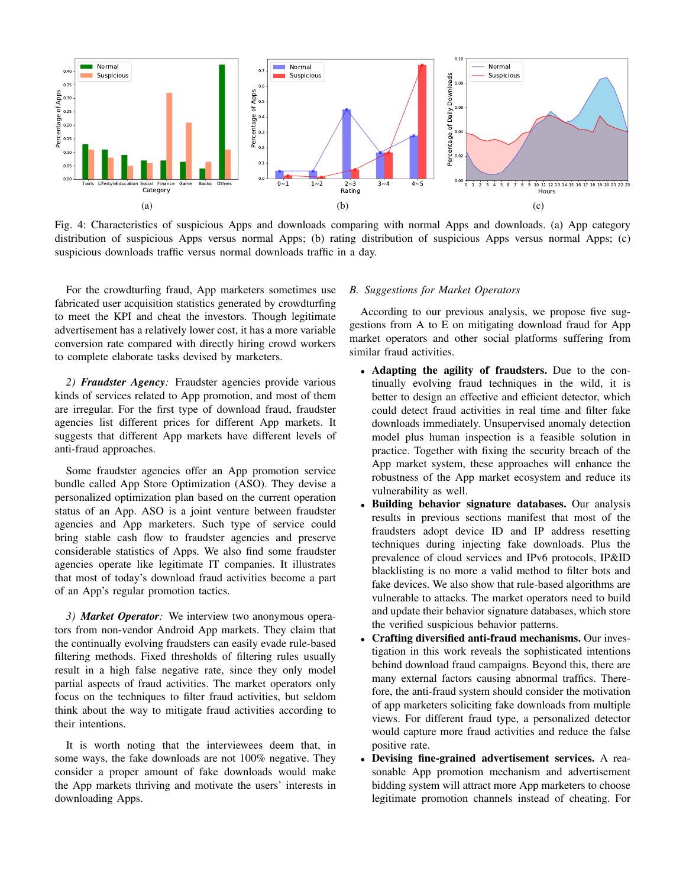Fig. 4: Characteristics of suspicious Apps and downloads comparing with normal Apps and downloads. (a) App category distribution of suspicious Apps versus normal Apps; (b) rating distribution of suspicious Apps versus normal Apps; (c) suspicious downloads traffic versus normal downloads traffic in a day.

For the crowdturfing fraud, App marketers sometimes use fabricated user acquisition statistics generated by crowdturfing to meet the KPI and cheat the investors. Though legitimate advertisement has a relatively lower cost, it has a more variable conversion rate compared with directly hiring crowd workers to complete elaborate tasks devised by marketers.

*2) **Fraudster Agency**:* Fraudster agencies provide various kinds of services related to App promotion, and most of them are irregular. For the first type of download fraud, fraudster agencies list different prices for different App markets. It suggests that different App markets have different levels of anti-fraud approaches.

Some fraudster agencies offer an App promotion service bundle called App Store Optimization (ASO). They devise a personalized optimization plan based on the current operation status of an App. ASO is a joint venture between fraudster agencies and App marketers. Such type of service could bring stable cash flow to fraudster agencies and preserve considerable statistics of Apps. We also find some fraudster agencies operate like legitimate IT companies. It illustrates that most of today's download fraud activities become a part of an App's regular promotion tactics.

*3) **Market Operator**:* We interview two anonymous operators from non-vendor Android App markets. They claim that the continually evolving fraudsters can easily evade rule-based filtering methods. Fixed thresholds of filtering rules usually result in a high false negative rate, since they only model partial aspects of fraud activities. The market operators only focus on the techniques to filter fraud activities, but seldom think about the way to mitigate fraud activities according to their intentions.

It is worth noting that the interviewees deem that, in some ways, the fake downloads are not 100% negative. They consider a proper amount of fake downloads would make the App markets thriving and motivate the users' interests in downloading Apps.

### *B. Suggestions for Market Operators*

According to our previous analysis, we propose five suggestions from A to E on mitigating download fraud for App market operators and other social platforms suffering from similar fraud activities.

- **Adapting the agility of fraudsters.** Due to the continually evolving fraud techniques in the wild, it is better to design an effective and efficient detector, which could detect fraud activities in real time and filter fake downloads immediately. Unsupervised anomaly detection model plus human inspection is a feasible solution in practice. Together with fixing the security breach of the App market system, these approaches will enhance the robustness of the App market ecosystem and reduce its vulnerability as well.
- **Building behavior signature databases.** Our analysis results in previous sections manifest that most of the fraudsters adopt device ID and IP address resetting techniques during injecting fake downloads. Plus the prevalence of cloud services and IPv6 protocols, IP&ID blacklisting is no more a valid method to filter bots and fake devices. We also show that rule-based algorithms are vulnerable to attacks. The market operators need to build and update their behavior signature databases, which store the verified suspicious behavior patterns.
- **Crafting diversified anti-fraud mechanisms.** Our investigation in this work reveals the sophisticated intentions behind download fraud campaigns. Beyond this, there are many external factors causing abnormal traffics. Therefore, the anti-fraud system should consider the motivation of app marketers soliciting fake downloads from multiple views. For different fraud type, a personalized detector would capture more fraud activities and reduce the false positive rate.
- **Devising fine-grained advertisement services.** A reasonable App promotion mechanism and advertisement bidding system will attract more App marketers to choose legitimate promotion channels instead of cheating. For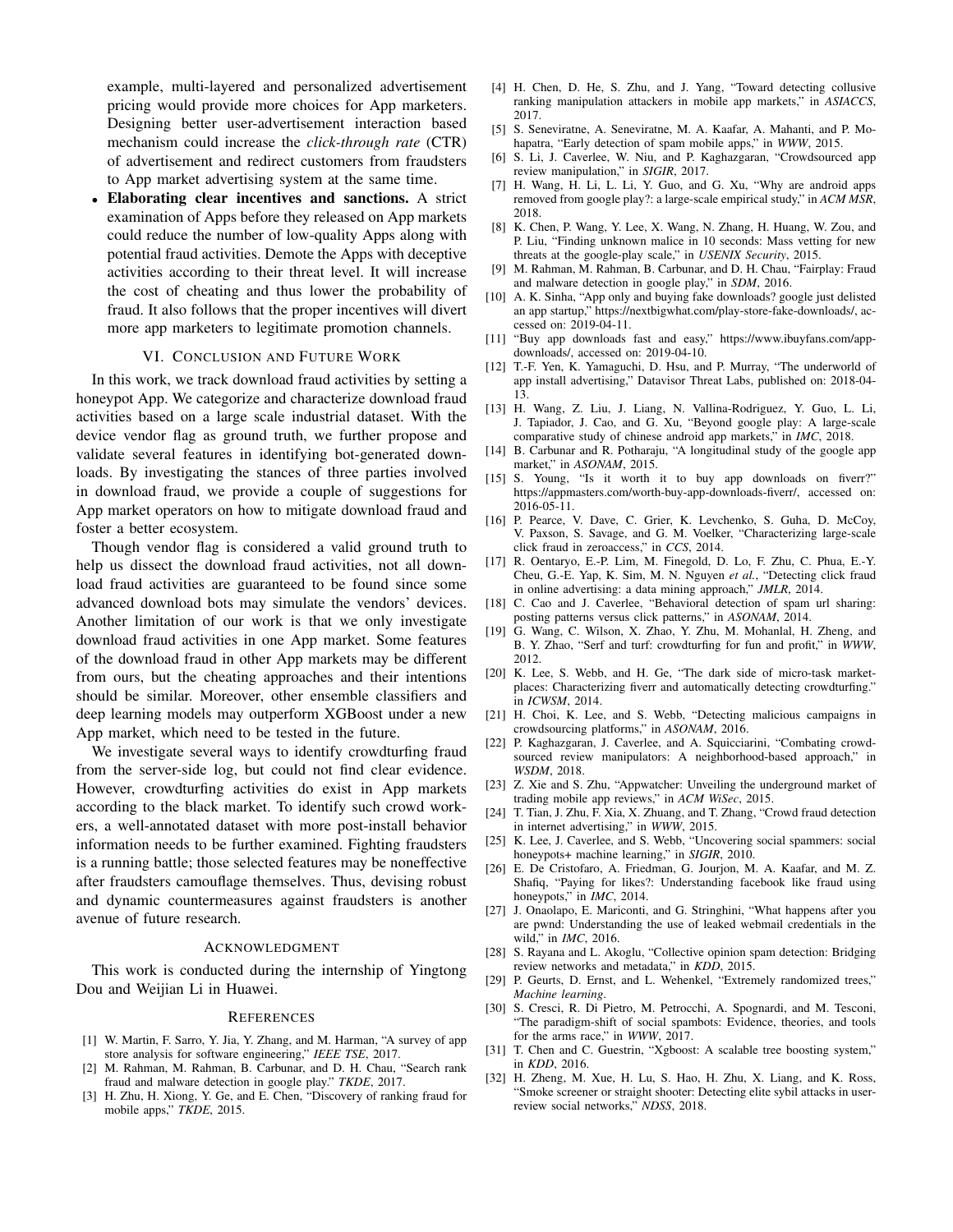example, multi-layered and personalized advertisement pricing would provide more choices for App marketers. Designing better user-advertisement interaction based mechanism could increase the *click-through rate* (CTR) of advertisement and redirect customers from fraudsters to App market advertising system at the same time.

- **Elaborating clear incentives and sanctions.** A strict examination of Apps before they released on App markets could reduce the number of low-quality Apps along with potential fraud activities. Demote the Apps with deceptive activities according to their threat level. It will increase the cost of cheating and thus lower the probability of fraud. It also follows that the proper incentives will divert more app marketers to legitimate promotion channels.

## VI. Conclusion and Future Work

In this work, we track download fraud activities by setting a honeypot App. We categorize and characterize download fraud activities based on a large scale industrial dataset. With the device vendor flag as ground truth, we further propose and validate several features in identifying bot-generated downloads. By investigating the stances of three parties involved in download fraud, we provide a couple of suggestions for App market operators on how to mitigate download fraud and foster a better ecosystem.

Though vendor flag is considered a valid ground truth to help us dissect the download fraud activities, not all download fraud activities are guaranteed to be found since some advanced download bots may simulate the vendors' devices. Another limitation of our work is that we only investigate download fraud activities in one App market. Some features of the download fraud in other App markets may be different from ours, but the cheating approaches and their intentions should be similar. Moreover, other ensemble classifiers and deep learning models may outperform XGBoost under a new App market, which need to be tested in the future.

We investigate several ways to identify crowdturfing fraud from the server-side log, but could not find clear evidence. However, crowdturfing activities do exist in App markets according to the black market. To identify such crowd workers, a well-annotated dataset with more post-install behavior information needs to be further examined. Fighting fraudsters is a running battle; those selected features may be noneffective after fraudsters camouflage themselves. Thus, devising robust and dynamic countermeasures against fraudsters is another avenue of future research.

## Acknowledgment

This work is conducted during the internship of Yingtong Dou and Weijian Li in Huawei.

## References

[1] W. Martin, F. Sarro, Y. Jia, Y. Zhang, and M. Harman, "A survey of app store analysis for software engineering," *IEEE TSE*, 2017.

[2] M. Rahman, M. Rahman, B. Carbunar, and D. H. Chau, "Search rank fraud and malware detection in google play." *TKDE*, 2017.

[3] H. Zhu, H. Xiong, Y. Ge, and E. Chen, "Discovery of ranking fraud for mobile apps," *TKDE*, 2015.

[4] H. Chen, D. He, S. Zhu, and J. Yang, "Toward detecting collusive ranking manipulation attackers in mobile app markets," in *ASIACCS*, 2017.

[5] S. Seneviratne, A. Seneviratne, M. A. Kaafar, A. Mahanti, and P. Mohapatra, "Early detection of spam mobile apps," in *WWW*, 2015.

[6] S. Li, J. Caverlee, W. Niu, and P. Kaghazgaran, "Crowdsourced app review manipulation," in *SIGIR*, 2017.

[7] H. Wang, H. Li, L. Li, Y. Guo, and G. Xu, "Why are android apps removed from google play?: a large-scale empirical study," in *ACM MSR*, 2018.

[8] K. Chen, P. Wang, Y. Lee, X. Wang, N. Zhang, H. Huang, W. Zou, and P. Liu, "Finding unknown malice in 10 seconds: Mass vetting for new threats at the google-play scale," in *USENIX Security*, 2015.

[9] M. Rahman, M. Rahman, B. Carbunar, and D. H. Chau, "Fairplay: Fraud and malware detection in google play," in *SDM*, 2016.

[10] A. K. Sinha, "App only and buying fake downloads? google just delisted an app startup," https://nextbigwhat.com/play-store-fake-downloads/, accessed on: 2019-04-11.

[11] "Buy app downloads fast and easy," https://www.ibuyfans.com/app-downloads/, accessed on: 2019-04-10.

[12] T.-F. Yen, K. Yamaguchi, D. Hsu, and P. Murray, "The underworld of app install advertising," Datavisor Threat Labs, published on: 2018-04-13.

[13] H. Wang, Z. Liu, J. Liang, N. Vallina-Rodriguez, Y. Guo, L. Li, J. Tapiador, J. Cao, and G. Xu, "Beyond google play: A large-scale comparative study of chinese android app markets," in *IMC*, 2018.

[14] B. Carbunar and R. Potharaju, "A longitudinal study of the google app market," in *ASONAM*, 2015.

[15] S. Young, "Is it worth it to buy app downloads on fiverr?" https://appmasters.com/worth-buy-app-downloads-fiverr/, accessed on: 2016-05-11.

[16] P. Pearce, V. Dave, C. Grier, K. Levchenko, S. Guha, D. McCoy, V. Paxson, S. Savage, and G. M. Voelker, "Characterizing large-scale click fraud in zeroaccess," in *CCS*, 2014.

[17] R. Oentaryo, E.-P. Lim, M. Finegold, D. Lo, F. Zhu, C. Phua, E.-Y. Cheu, G.-E. Yap, K. Sim, M. N. Nguyen *et al.*, "Detecting click fraud in online advertising: a data mining approach," *JMLR*, 2014.

[18] C. Cao and J. Caverlee, "Behavioral detection of spam url sharing: posting patterns versus click patterns," in *ASONAM*, 2014.

[19] G. Wang, C. Wilson, X. Zhao, Y. Zhu, M. Mohanlal, H. Zheng, and B. Y. Zhao, "Serf and turf: crowdturfing for fun and profit," in *WWW*, 2012.

[20] K. Lee, S. Webb, and H. Ge, "The dark side of micro-task marketplaces: Characterizing fiverr and automatically detecting crowdturfing." in *ICWSM*, 2014.

[21] H. Choi, K. Lee, and S. Webb, "Detecting malicious campaigns in crowdsourcing platforms," in *ASONAM*, 2016.

[22] P. Kaghazgaran, J. Caverlee, and A. Squicciarini, "Combating crowdsourced review manipulators: A neighborhood-based approach," in *WSDM*, 2018.

[23] Z. Xie and S. Zhu, "Appwatcher: Unveiling the underground market of trading mobile app reviews," in *ACM WiSec*, 2015.

[24] T. Tian, J. Zhu, F. Xia, X. Zhuang, and T. Zhang, "Crowd fraud detection in internet advertising," in *WWW*, 2015.

[25] K. Lee, J. Caverlee, and S. Webb, "Uncovering social spammers: social honeypots+ machine learning," in *SIGIR*, 2010.

[26] E. De Cristofaro, A. Friedman, G. Jourjon, M. A. Kaafar, and M. Z. Shafiq, "Paying for likes?: Understanding facebook like fraud using honeypots," in *IMC*, 2014.

[27] J. Onaolapo, E. Mariconti, and G. Stringhini, "What happens after you are pwnd: Understanding the use of leaked webmail credentials in the wild," in *IMC*, 2016.

[28] S. Rayana and L. Akoglu, "Collective opinion spam detection: Bridging review networks and metadata," in *KDD*, 2015.

[29] P. Geurts, D. Ernst, and L. Wehenkel, "Extremely randomized trees," *Machine learning*.

[30] S. Cresci, R. Di Pietro, M. Petrocchi, A. Spognardi, and M. Tesconi, "The paradigm-shift of social spambots: Evidence, theories, and tools for the arms race," in *WWW*, 2017.

[31] T. Chen and C. Guestrin, "Xgboost: A scalable tree boosting system," in *KDD*, 2016.

[32] H. Zheng, M. Xue, H. Lu, S. Hao, H. Zhu, X. Liang, and K. Ross, "Smoke screener or straight shooter: Detecting elite sybil attacks in user-review social networks," *NDSS*, 2018.